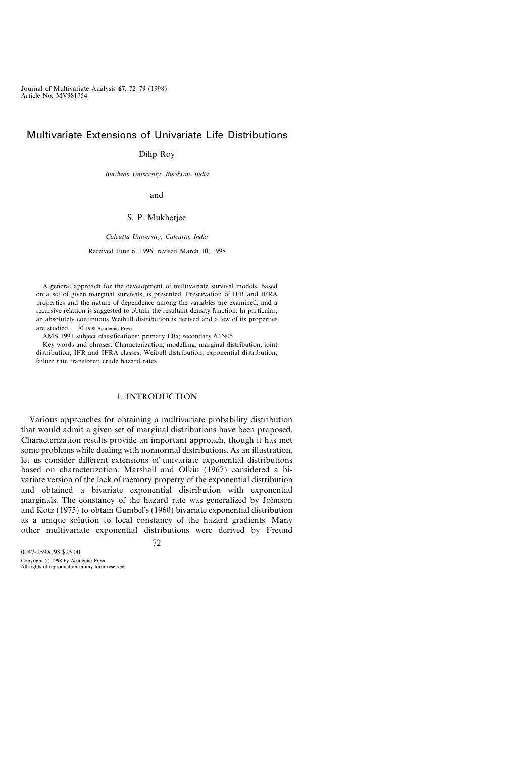# Multivariate Extensions of Univariate Life Distributions

Dilip Roy

*Burdwan University, Burdwan, India*

and

S. P. Mukherjee

*Calcutta University, Calcutta, India*

Received June 6, 1996; revised March 10, 1998

A general approach for the development of multivariate survival models, based on a set of given marginal survivals, is presented. Preservation of IFR and IFRA properties and the nature of dependence among the variables are examined, and a recursive relation is suggested to obtain the resultant density function. In particular, an absolutely continuous Weibull distribution is derived and a few of its properties are studied. © 1998 Academic Press

AMS 1991 subject classifications: primary E05; secondary 62N05.

Key words and phrases: Characterization; modelling; marginal distribution; joint distribution; IFR and IFRA classes; Weibull distribution; exponential distribution; failure rate transform; crude hazard rates.

## 1. INTRODUCTION

Various approaches for obtaining a multivariate probability distribution that would admit a given set of marginal distributions have been proposed. Characterization results provide an important approach, though it has met some problems while dealing with nonnormal distributions. As an illustration, let us consider different extensions of univariate exponential distributions based on characterization. Marshall and Olkin (1967) considered a bivariate version of the lack of memory property of the exponential distribution and obtained a bivariate exponential distribution with exponential marginals. The constancy of the hazard rate was generalized by Johnson and Kotz (1975) to obtain Gumbel's (1960) bivariate exponential distribution as a unique solution to local constancy of the hazard gradients. Many other multivariate exponential distributions were derived by Freund

0047-259X/98 $25.00
Copyright © 1998 by Academic Press
All rights of reproduction in any form reserved.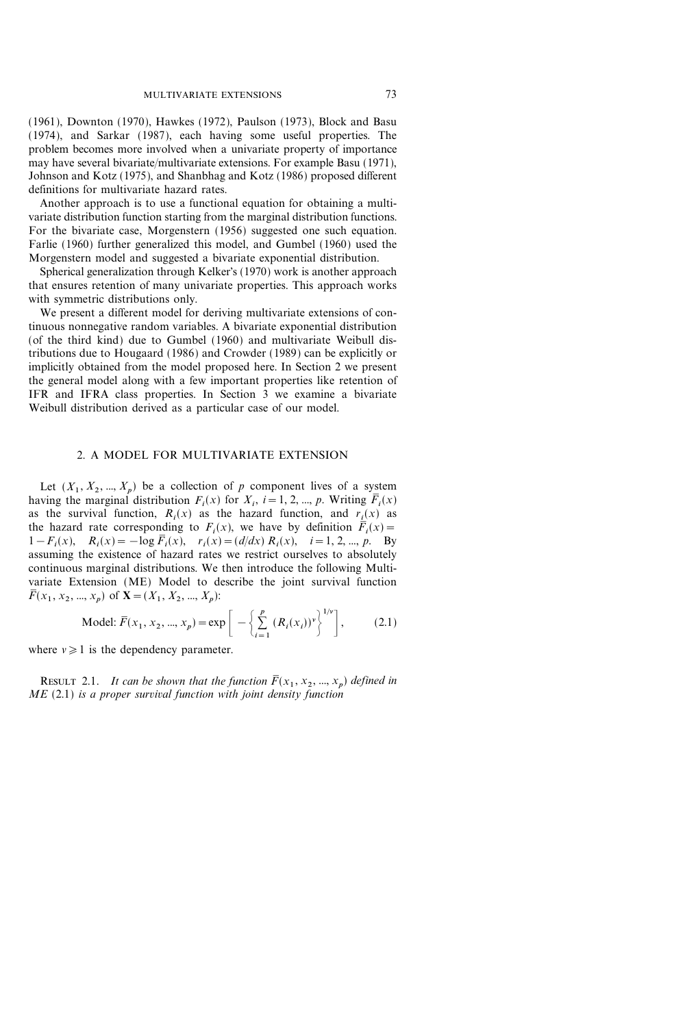(1961), Downton (1970), Hawkes (1972), Paulson (1973), Block and Basu (1974), and Sarkar (1987), each having some useful properties. The problem becomes more involved when a univariate property of importance may have several bivariate/multivariate extensions. For example Basu (1971), Johnson and Kotz (1975), and Shanbhag and Kotz (1986) proposed different definitions for multivariate hazard rates.

Another approach is to use a functional equation for obtaining a multivariate distribution function starting from the marginal distribution functions. For the bivariate case, Morgenstern (1956) suggested one such equation. Farlie (1960) further generalized this model, and Gumbel (1960) used the Morgenstern model and suggested a bivariate exponential distribution.

Spherical generalization through Kelker's (1970) work is another approach that ensures retention of many univariate properties. This approach works with symmetric distributions only.

We present a different model for deriving multivariate extensions of continuous nonnegative random variables. A bivariate exponential distribution (of the third kind) due to Gumbel (1960) and multivariate Weibull distributions due to Hougaard (1986) and Crowder (1989) can be explicitly or implicitly obtained from the model proposed here. In Section 2 we present the general model along with a few important properties like retention of IFR and IFRA class properties. In Section 3 we examine a bivariate Weibull distribution derived as a particular case of our model.

## 2. A MODEL FOR MULTIVARIATE EXTENSION

Let $(X_1, X_2, ..., X_p)$ be a collection of $p$ component lives of a system having the marginal distribution $F_i(x)$ for $X_i$, $i = 1, 2, ..., p$. Writing $\bar{F}_i(x)$ as the survival function, $R_i(x)$ as the hazard function, and $r_i(x)$ as the hazard rate corresponding to $F_i(x)$, we have by definition $\bar{F}_i(x) = 1 - F_i(x)$, $R_i(x) = -\log \bar{F}_i(x)$, $r_i(x) = (d/dx)\, R_i(x)$, $i = 1, 2, ..., p$. By assuming the existence of hazard rates we restrict ourselves to absolutely continuous marginal distributions. We then introduce the following Multivariate Extension (ME) Model to describe the joint survival function $\bar{F}(x_1, x_2, ..., x_p)$ of $\mathbf{X} = (X_1, X_2, ..., X_p)$:

$$\text{Model: } \bar{F}(x_1, x_2, ..., x_p) = \exp\left[ -\left\{ \sum_{i=1}^{p} (R_i(x_i))^v \right\}^{1/v} \right], \tag{2.1}$$

where $v \geqslant 1$ is the dependency parameter.

RESULT 2.1. *It can be shown that the function $\bar{F}(x_1, x_2, ..., x_p)$ defined in ME (2.1) is a proper survival function with joint density function*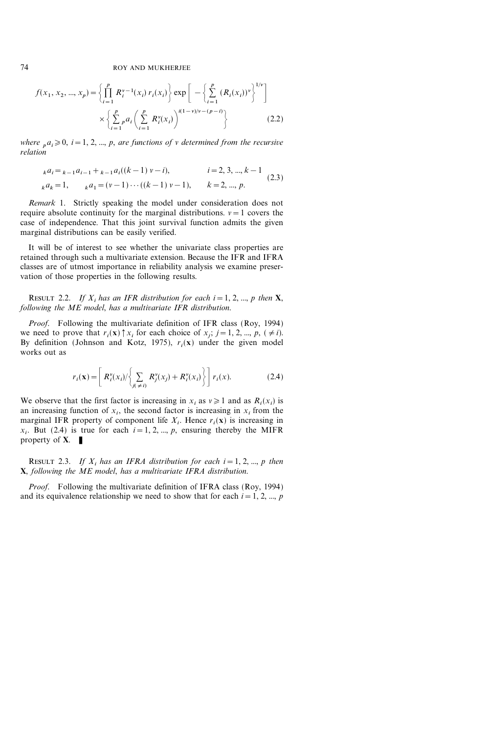$$
f(x_1, x_2, ..., x_p) = \left\{ \prod_{i=1}^{p} R_i^{v-1}(x_i)\, r_i(x_i) \right\} \exp\left[ -\left\{ \sum_{i=1}^{p} (R_i(x_i))^v \right\}^{1/v} \right] \times \left\{ \sum_{i=1}^{p} {}_p a_i \left( \sum_{i=1}^{p} R_i^v(x_i) \right)^{i(1-v)/v-(p-i)} \right\} \tag{2.2}
$$

*where* ${}_p a_i \geqslant 0$, $i = 1, 2, ..., p$, *are functions of* $v$ *determined from the recursive relation*

$$
\begin{aligned}
{}_k a_i &= {}_{k-1}a_{i-1} + {}_{k-1}a_i((k-1)\,v - i), & i &= 2, 3, ..., k-1 \\
{}_k a_k &= 1, \qquad {}_k a_1 = (v-1) \cdots ((k-1)\,v - 1), & k &= 2, ..., p.
\end{aligned} \tag{2.3}
$$

*Remark* 1. Strictly speaking the model under consideration does not require absolute continuity for the marginal distributions. $v = 1$ covers the case of independence. That this joint survival function admits the given marginal distributions can be easily verified.

It will be of interest to see whether the univariate class properties are retained through such a multivariate extension. Because the IFR and IFRA classes are of utmost importance in reliability analysis we examine preservation of those properties in the following results.

RESULT 2.2. *If* $X_i$ *has an IFR distribution for each* $i = 1, 2, ..., p$ *then* $\mathbf{X}$, *following the ME model, has a multivariate IFR distribution.*

*Proof*. Following the multivariate definition of IFR class (Roy, 1994) we need to prove that $r_i(\mathbf{x}) \uparrow x_i$ for each choice of $x_j$; $j = 1, 2, ..., p$, $(\neq i)$. By definition (Johnson and Kotz, 1975), $r_i(\mathbf{x})$ under the given model works out as

$$
r_i(\mathbf{x}) = \left[ R_i^v(x_i) \Big/ \left\{ \sum_{j(\neq i)} R_j^v(x_j) + R_i^v(x_i) \right\} \right] r_i(x). \tag{2.4}
$$

We observe that the first factor is increasing in $x_i$ as $v \geqslant 1$ and as $R_i(x_i)$ is an increasing function of $x_i$, the second factor is increasing in $x_i$ from the marginal IFR property of component life $X_i$. Hence $r_i(\mathbf{x})$ is increasing in $x_i$. But (2.4) is true for each $i = 1, 2, ..., p$, ensuring thereby the MIFR property of $\mathbf{X}$. ∎

RESULT 2.3. *If* $X_i$ *has an IFRA distribution for each* $i = 1, 2, ..., p$ *then* $\mathbf{X}$, *following the ME model, has a multivariate IFRA distribution.*

*Proof*. Following the multivariate definition of IFRA class (Roy, 1994) and its equivalence relationship we need to show that for each $i = 1, 2, ..., p$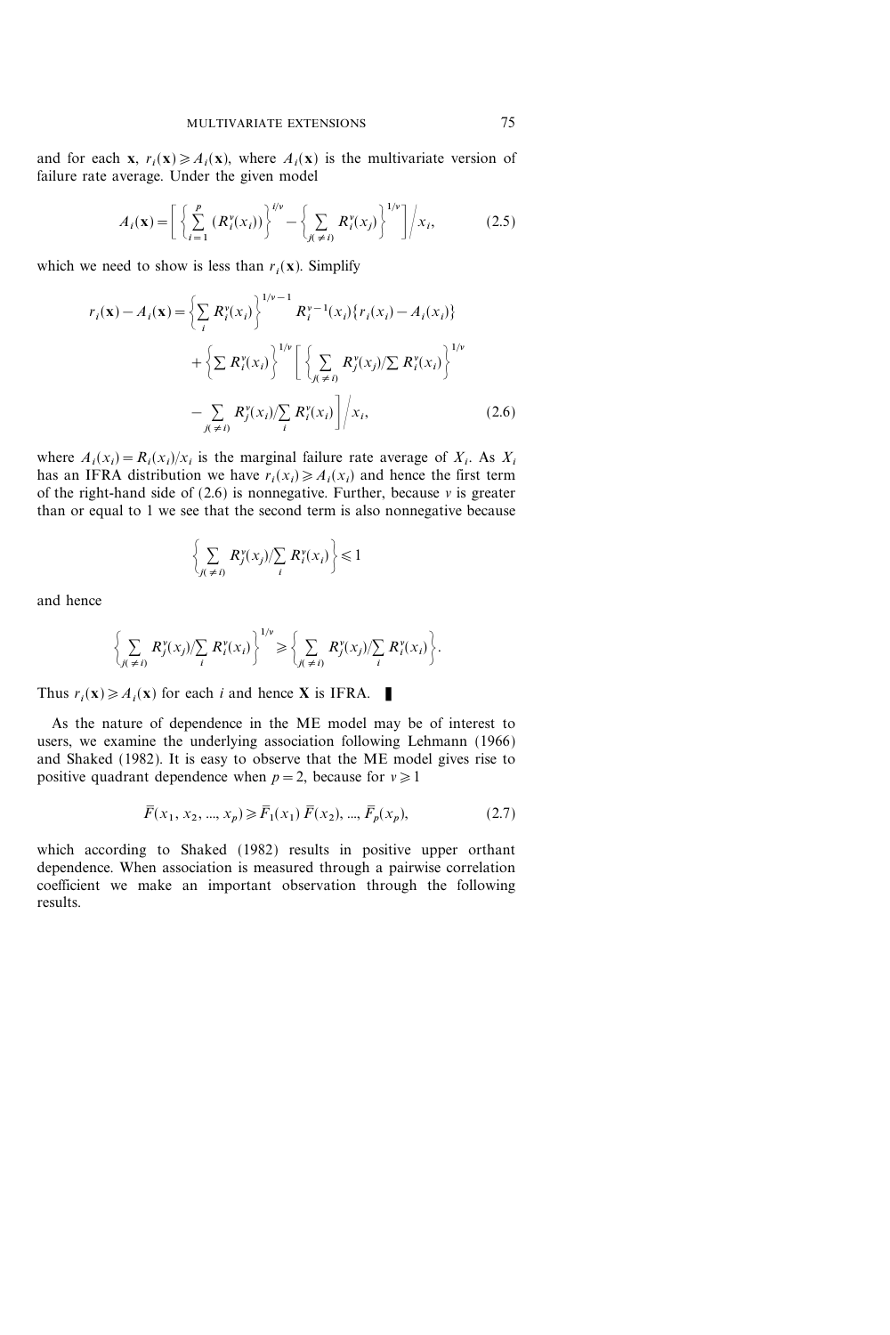and for each $\mathbf{x}$, $r_i(\mathbf{x}) \geqslant A_i(\mathbf{x})$, where $A_i(\mathbf{x})$ is the multivariate version of failure rate average. Under the given model

$$A_i(\mathbf{x}) = \left[ \left\{ \sum_{i=1}^{p} (R_i^v(x_i)) \right\}^{i/v} - \left\{ \sum_{j(\neq i)} R_i^v(x_j) \right\}^{1/v} \right] \Big/ x_i, \tag{2.5}$$

which we need to show is less than $r_i(\mathbf{x})$. Simplify

$$\begin{aligned} r_i(\mathbf{x}) - A_i(\mathbf{x}) = & \left\{ \sum_i R_i^v(x_i) \right\}^{1/v - 1} R_i^{v-1}(x_i) \{ r_i(x_i) - A_i(x_i) \} \\ & + \left\{ \sum R_i^v(x_i) \right\}^{1/v} \left[ \left\{ \sum_{j(\neq i)} R_j^v(x_j) / \sum R_i^v(x_i) \right\}^{1/v} \right. \\ & \left. - \sum_{j(\neq i)} R_j^v(x_i) / \sum_i R_i^v(x_i) \right] \Big/ x_i, \end{aligned} \tag{2.6}$$

where $A_i(x_i) = R_i(x_i)/x_i$ is the marginal failure rate average of $X_i$. As $X_i$ has an IFRA distribution we have $r_i(x_i) \geqslant A_i(x_i)$ and hence the first term of the right-hand side of (2.6) is nonnegative. Further, because $v$ is greater than or equal to 1 we see that the second term is also nonnegative because

$$\left\{ \sum_{j(\neq i)} R_j^v(x_j) / \sum_i R_i^v(x_i) \right\} \leqslant 1$$

and hence

$$\left\{ \sum_{j(\neq i)} R_j^v(x_j) / \sum_i R_i^v(x_i) \right\}^{1/v} \geqslant \left\{ \sum_{j(\neq i)} R_j^v(x_j) / \sum_i R_i^v(x_i) \right\}.$$

Thus $r_i(\mathbf{x}) \geqslant A_i(\mathbf{x})$ for each $i$ and hence $\mathbf{X}$ is IFRA. ∎

As the nature of dependence in the ME model may be of interest to users, we examine the underlying association following Lehmann (1966) and Shaked (1982). It is easy to observe that the ME model gives rise to positive quadrant dependence when $p = 2$, because for $v \geqslant 1$

$$\bar{F}(x_1, x_2, ..., x_p) \geqslant \bar{F}_1(x_1)\, \bar{F}(x_2), ..., \bar{F}_p(x_p), \tag{2.7}$$

which according to Shaked (1982) results in positive upper orthant dependence. When association is measured through a pairwise correlation coefficient we make an important observation through the following results.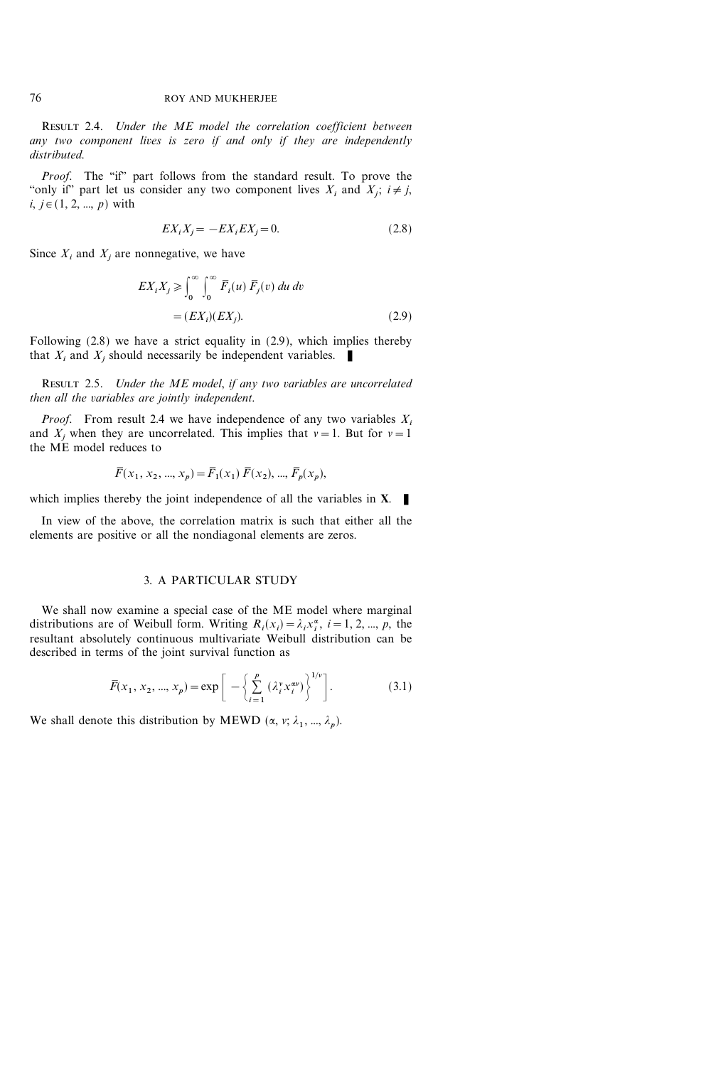Result 2.4. *Under the ME model the correlation coefficient between any two component lives is zero if and only if they are independently distributed.*

*Proof.* The "if" part follows from the standard result. To prove the "only if" part let us consider any two component lives $X_i$ and $X_j$; $i \neq j$, $i, j \in (1, 2, ..., p)$ with

$$EX_i X_j = -EX_i EX_j = 0. \tag{2.8}$$

Since $X_i$ and $X_j$ are nonnegative, we have

$$\begin{aligned} EX_i X_j &\geqslant \int_0^\infty \int_0^\infty \bar{F}_i(u)\, \bar{F}_j(v)\, du\, dv \\ &= (EX_i)(EX_j). \end{aligned} \tag{2.9}$$

Following (2.8) we have a strict equality in (2.9), which implies thereby that $X_i$ and $X_j$ should necessarily be independent variables. ∎

Result 2.5. *Under the ME model, if any two variables are uncorrelated then all the variables are jointly independent.*

*Proof.* From result 2.4 we have independence of any two variables $X_i$ and $X_j$ when they are uncorrelated. This implies that $v = 1$. But for $v = 1$ the ME model reduces to

$$\bar{F}(x_1, x_2, ..., x_p) = \bar{F}_1(x_1)\, \bar{F}(x_2), ..., \bar{F}_p(x_p),$$

which implies thereby the joint independence of all the variables in $\mathbf{X}$. ∎

In view of the above, the correlation matrix is such that either all the elements are positive or all the nondiagonal elements are zeros.

## 3. A PARTICULAR STUDY

We shall now examine a special case of the ME model where marginal distributions are of Weibull form. Writing $R_i(x_i) = \lambda_i x_i^\alpha$, $i = 1, 2, ..., p$, the resultant absolutely continuous multivariate Weibull distribution can be described in terms of the joint survival function as

$$\bar{F}(x_1, x_2, ..., x_p) = \exp\left[ -\left\{ \sum_{i=1}^{p} (\lambda_i^v x_i^{\alpha v}) \right\}^{1/v} \right]. \tag{3.1}$$

We shall denote this distribution by MEWD ($\alpha$, $v$; $\lambda_1$, ..., $\lambda_p$).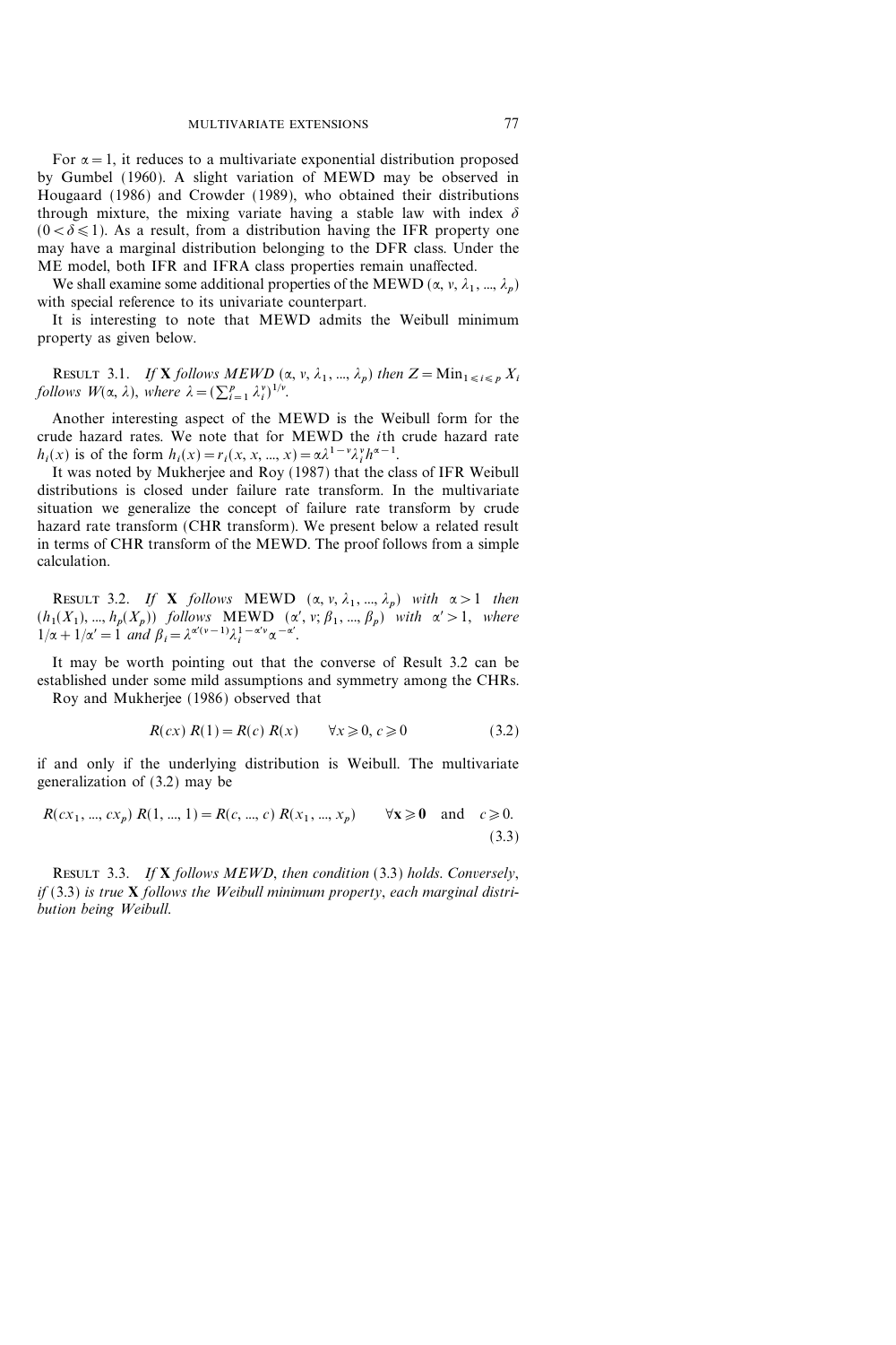For $\alpha = 1$, it reduces to a multivariate exponential distribution proposed by Gumbel (1960). A slight variation of MEWD may be observed in Hougaard (1986) and Crowder (1989), who obtained their distributions through mixture, the mixing variate having a stable law with index $\delta$ $(0 < \delta \leqslant 1)$. As a result, from a distribution having the IFR property one may have a marginal distribution belonging to the DFR class. Under the ME model, both IFR and IFRA class properties remain unaffected.

We shall examine some additional properties of the MEWD $(\alpha, \nu, \lambda_1, ..., \lambda_p)$ with special reference to its univariate counterpart.

It is interesting to note that MEWD admits the Weibull minimum property as given below.

RESULT 3.1. *If* $\mathbf{X}$ *follows MEWD* $(\alpha, \nu, \lambda_1, ..., \lambda_p)$ *then* $Z = \text{Min}_{1 \leqslant i \leqslant p} X_i$ *follows* $W(\alpha, \lambda)$, *where* $\lambda = (\sum_{i=1}^{p} \lambda_i^{\nu})^{1/\nu}$.

Another interesting aspect of the MEWD is the Weibull form for the crude hazard rates. We note that for MEWD the $i$th crude hazard rate $h_i(x)$ is of the form $h_i(x) = r_i(x, x, ..., x) = \alpha \lambda^{1-\nu} \lambda_i^{\nu} h^{\alpha - 1}$.

It was noted by Mukherjee and Roy (1987) that the class of IFR Weibull distributions is closed under failure rate transform. In the multivariate situation we generalize the concept of failure rate transform by crude hazard rate transform (CHR transform). We present below a related result in terms of CHR transform of the MEWD. The proof follows from a simple calculation.

RESULT 3.2. *If* $\mathbf{X}$ *follows* MEWD $(\alpha, \nu, \lambda_1, ..., \lambda_p)$ *with* $\alpha > 1$ *then* $(h_1(X_1), ..., h_p(X_p))$ *follows* MEWD $(\alpha', \nu; \beta_1, ..., \beta_p)$ *with* $\alpha' > 1$, *where* $1/\alpha + 1/\alpha' = 1$ *and* $\beta_i = \lambda^{\alpha'(\nu-1)} \lambda_i^{1-\alpha'\nu} \alpha^{-\alpha'}$.

It may be worth pointing out that the converse of Result 3.2 can be established under some mild assumptions and symmetry among the CHRs.

Roy and Mukherjee (1986) observed that

$$R(cx)\, R(1) = R(c)\, R(x) \qquad \forall x \geqslant 0, c \geqslant 0 \tag{3.2}$$

if and only if the underlying distribution is Weibull. The multivariate generalization of (3.2) may be

$$R(cx_1, ..., cx_p)\, R(1, ..., 1) = R(c, ..., c)\, R(x_1, ..., x_p) \qquad \forall \mathbf{x} \geqslant \mathbf{0} \quad \text{and} \quad c \geqslant 0. \tag{3.3}$$

RESULT 3.3. *If* $\mathbf{X}$ *follows MEWD, then condition* (3.3) *holds. Conversely, if* (3.3) *is true* $\mathbf{X}$ *follows the Weibull minimum property, each marginal distribution being Weibull.*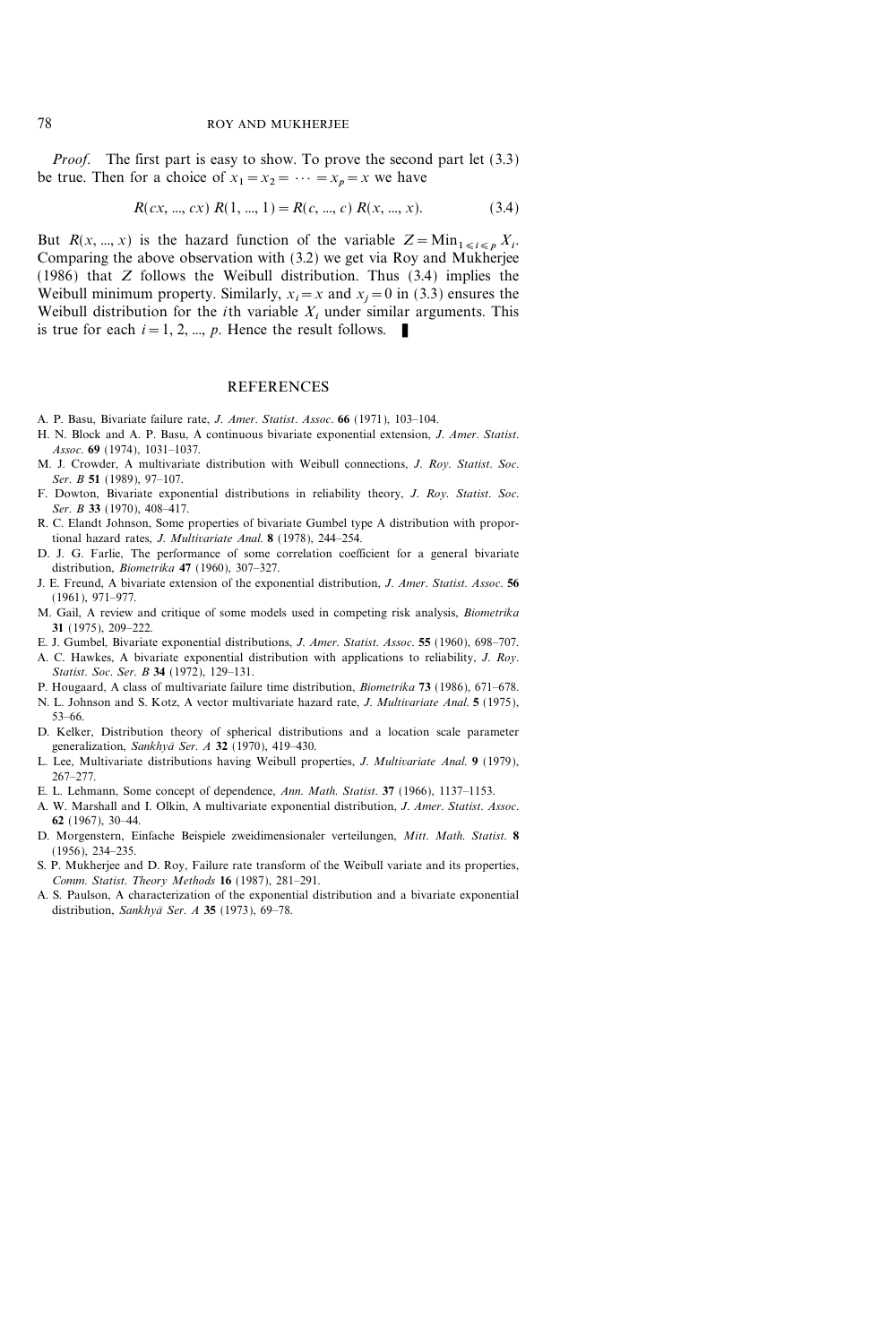*Proof.* The first part is easy to show. To prove the second part let (3.3) be true. Then for a choice of $x_1 = x_2 = \cdots = x_p = x$ we have

$$R(cx, ..., cx)\, R(1, ..., 1) = R(c, ..., c)\, R(x, ..., x). \tag{3.4}$$

But $R(x, ..., x)$ is the hazard function of the variable $Z = \text{Min}_{1 \leqslant i \leqslant p} X_i$. Comparing the above observation with (3.2) we get via Roy and Mukherjee (1986) that $Z$ follows the Weibull distribution. Thus (3.4) implies the Weibull minimum property. Similarly, $x_i = x$ and $x_j = 0$ in (3.3) ensures the Weibull distribution for the $i$th variable $X_i$ under similar arguments. This is true for each $i = 1, 2, ..., p$. Hence the result follows. ∎

## REFERENCES

A. P. Basu, Bivariate failure rate, *J. Amer. Statist. Assoc.* **66** (1971), 103–104.

H. N. Block and A. P. Basu, A continuous bivariate exponential extension, *J. Amer. Statist. Assoc.* **69** (1974), 1031–1037.

M. J. Crowder, A multivariate distribution with Weibull connections, *J. Roy. Statist. Soc. Ser. B* **51** (1989), 97–107.

F. Dowton, Bivariate exponential distributions in reliability theory, *J. Roy. Statist. Soc. Ser. B* **33** (1970), 408–417.

R. C. Elandt Johnson, Some properties of bivariate Gumbel type A distribution with proportional hazard rates, *J. Multivariate Anal.* **8** (1978), 244–254.

D. J. G. Farlie, The performance of some correlation coefficient for a general bivariate distribution, *Biometrika* **47** (1960), 307–327.

J. E. Freund, A bivariate extension of the exponential distribution, *J. Amer. Statist. Assoc.* **56** (1961), 971–977.

M. Gail, A review and critique of some models used in competing risk analysis, *Biometrika* **31** (1975), 209–222.

E. J. Gumbel, Bivariate exponential distributions, *J. Amer. Statist. Assoc.* **55** (1960), 698–707.

A. C. Hawkes, A bivariate exponential distribution with applications to reliability, *J. Roy. Statist. Soc. Ser. B* **34** (1972), 129–131.

P. Hougaard, A class of multivariate failure time distribution, *Biometrika* **73** (1986), 671–678.

N. L. Johnson and S. Kotz, A vector multivariate hazard rate, *J. Multivariate Anal.* **5** (1975), 53–66.

D. Kelker, Distribution theory of spherical distributions and a location scale parameter generalization, *Sankhyā Ser. A* **32** (1970), 419–430.

L. Lee, Multivariate distributions having Weibull properties, *J. Multivariate Anal.* **9** (1979), 267–277.

E. L. Lehmann, Some concept of dependence, *Ann. Math. Statist.* **37** (1966), 1137–1153.

A. W. Marshall and I. Olkin, A multivariate exponential distribution, *J. Amer. Statist. Assoc.* **62** (1967), 30–44.

D. Morgenstern, Einfache Beispiele zweidimensionaler verteilungen, *Mitt. Math. Statist.* **8** (1956), 234–235.

S. P. Mukherjee and D. Roy, Failure rate transform of the Weibull variate and its properties, *Comm. Statist. Theory Methods* **16** (1987), 281–291.

A. S. Paulson, A characterization of the exponential distribution and a bivariate exponential distribution, *Sankhyā Ser. A* **35** (1973), 69–78.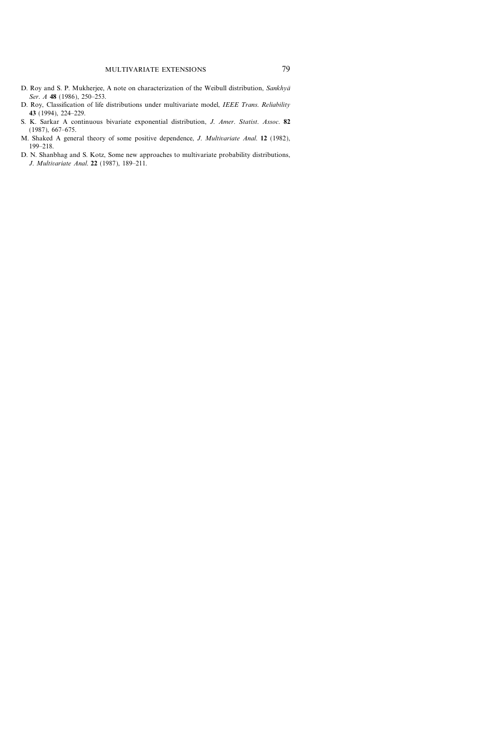D. Roy and S. P. Mukherjee, A note on characterization of the Weibull distribution, *Sankhyā Ser. A* **48** (1986), 250–253.

D. Roy, Classification of life distributions under multivariate model, *IEEE Trans. Reliability* **43** (1994), 224–229.

S. K. Sarkar A continuous bivariate exponential distribution, *J. Amer. Statist. Assoc.* **82** (1987), 667–675.

M. Shaked A general theory of some positive dependence, *J. Multivariate Anal.* **12** (1982), 199–218.

D. N. Shanbhag and S. Kotz, Some new approaches to multivariate probability distributions, *J. Multivariate Anal.* **22** (1987), 189–211.